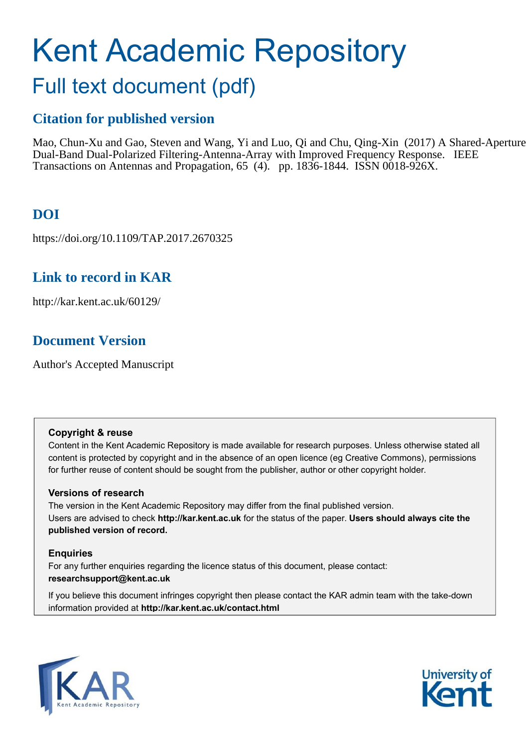# Kent Academic Repository

## Full text document (pdf)

### Citation for published version

Mao, Chun-Xu and Gao, Steven and Wang, Yi and Luo, Qi and Chu, Qing-Xin (2017) A Shared-Aperture Dual-Band Dual-Polarized Filtering-Antenna-Array with Improved Frequency Response. IEEE Transactions on Antennas and Propagation, 65 (4). pp. 1836-1844. ISSN 0018-926X.

### DOI

https://doi.org/10.1109/TAP.2017.2670325

### Link to record in KAR

http://kar.kent.ac.uk/60129/

### Document Version

Author's Accepted Manuscript

**Copyright & reuse**

Content in the Kent Academic Repository is made available for research purposes. Unless otherwise stated all content is protected by copyright and in the absence of an open licence (eg Creative Commons), permissions for further reuse of content should be sought from the publisher, author or other copyright holder.

**Versions of research**

The version in the Kent Academic Repository may differ from the final published version. Users are advised to check **http://kar.kent.ac.uk** for the status of the paper. **Users should always cite the published version of record.**

**Enquiries**

For any further enquiries regarding the licence status of this document, please contact: **researchsupport@kent.ac.uk**

If you believe this document infringes copyright then please contact the KAR admin team with the take-down information provided at **http://kar.kent.ac.uk/contact.html**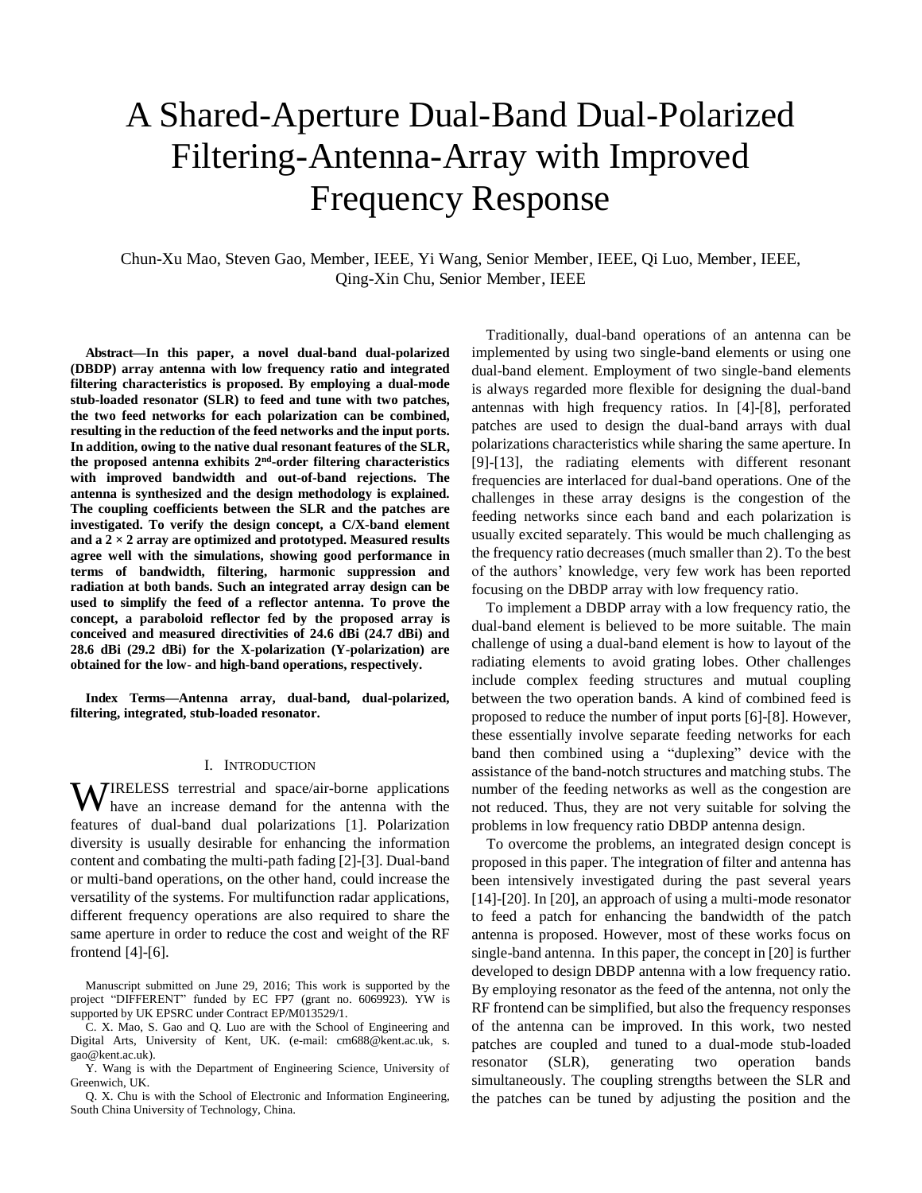# A Shared-Aperture Dual-Band Dual-Polarized Filtering-Antenna-Array with Improved Frequency Response

Chun-Xu Mao, Steven Gao, Member, IEEE, Yi Wang, Senior Member, IEEE, Qi Luo, Member, IEEE, Qing-Xin Chu, Senior Member, IEEE

***Abstract*—In this paper, a novel dual-band dual-polarized (DBDP) array antenna with low frequency ratio and integrated filtering characteristics is proposed. By employing a dual-mode stub-loaded resonator (SLR) to feed and tune with two patches, the two feed networks for each polarization can be combined, resulting in the reduction of the feed networks and the input ports. In addition, owing to the native dual resonant features of the SLR, the proposed antenna exhibits 2nd-order filtering characteristics with improved bandwidth and out-of-band rejections. The antenna is synthesized and the design methodology is explained. The coupling coefficients between the SLR and the patches are investigated. To verify the design concept, a C/X-band element and a 2 × 2 array are optimized and prototyped. Measured results agree well with the simulations, showing good performance in terms of bandwidth, filtering, harmonic suppression and radiation at both bands. Such an integrated array design can be used to simplify the feed of a reflector antenna. To prove the concept, a paraboloid reflector fed by the proposed array is conceived and measured directivities of 24.6 dBi (24.7 dBi) and 28.6 dBi (29.2 dBi) for the X-polarization (Y-polarization) are obtained for the low- and high-band operations, respectively.**

***Index Terms*—Antenna array, dual-band, dual-polarized, filtering, integrated, stub-loaded resonator.**

## I. INTRODUCTION

WIRELESS terrestrial and space/air-borne applications have an increase demand for the antenna with the features of dual-band dual polarizations [1]. Polarization diversity is usually desirable for enhancing the information content and combating the multi-path fading [2]-[3]. Dual-band or multi-band operations, on the other hand, could increase the versatility of the systems. For multifunction radar applications, different frequency operations are also required to share the same aperture in order to reduce the cost and weight of the RF frontend [4]-[6].

Traditionally, dual-band operations of an antenna can be implemented by using two single-band elements or using one dual-band element. Employment of two single-band elements is always regarded more flexible for designing the dual-band antennas with high frequency ratios. In [4]-[8], perforated patches are used to design the dual-band arrays with dual polarizations characteristics while sharing the same aperture. In [9]-[13], the radiating elements with different resonant frequencies are interlaced for dual-band operations. One of the challenges in these array designs is the congestion of the feeding networks since each band and each polarization is usually excited separately. This would be much challenging as the frequency ratio decreases (much smaller than 2). To the best of the authors' knowledge, very few work has been reported focusing on the DBDP array with low frequency ratio.

To implement a DBDP array with a low frequency ratio, the dual-band element is believed to be more suitable. The main challenge of using a dual-band element is how to layout of the radiating elements to avoid grating lobes. Other challenges include complex feeding structures and mutual coupling between the two operation bands. A kind of combined feed is proposed to reduce the number of input ports [6]-[8]. However, these essentially involve separate feeding networks for each band then combined using a "duplexing" device with the assistance of the band-notch structures and matching stubs. The number of the feeding networks as well as the congestion are not reduced. Thus, they are not very suitable for solving the problems in low frequency ratio DBDP antenna design.

To overcome the problems, an integrated design concept is proposed in this paper. The integration of filter and antenna has been intensively investigated during the past several years [14]-[20]. In [20], an approach of using a multi-mode resonator to feed a patch for enhancing the bandwidth of the patch antenna is proposed. However, most of these works focus on single-band antenna. In this paper, the concept in [20] is further developed to design DBDP antenna with a low frequency ratio. By employing resonator as the feed of the antenna, not only the RF frontend can be simplified, but also the frequency responses of the antenna can be improved. In this work, two nested patches are coupled and tuned to a dual-mode stub-loaded resonator (SLR), generating two operation bands simultaneously. The coupling strengths between the SLR and the patches can be tuned by adjusting the position and the

Manuscript submitted on June 29, 2016; This work is supported by the project "DIFFERENT" funded by EC FP7 (grant no. 6069923). YW is supported by UK EPSRC under Contract EP/M013529/1.

C. X. Mao, S. Gao and Q. Luo are with the School of Engineering and Digital Arts, University of Kent, UK. (e-mail: cm688@kent.ac.uk, s.gao@kent.ac.uk).

Y. Wang is with the Department of Engineering Science, University of Greenwich, UK.

Q. X. Chu is with the School of Electronic and Information Engineering, South China University of Technology, China.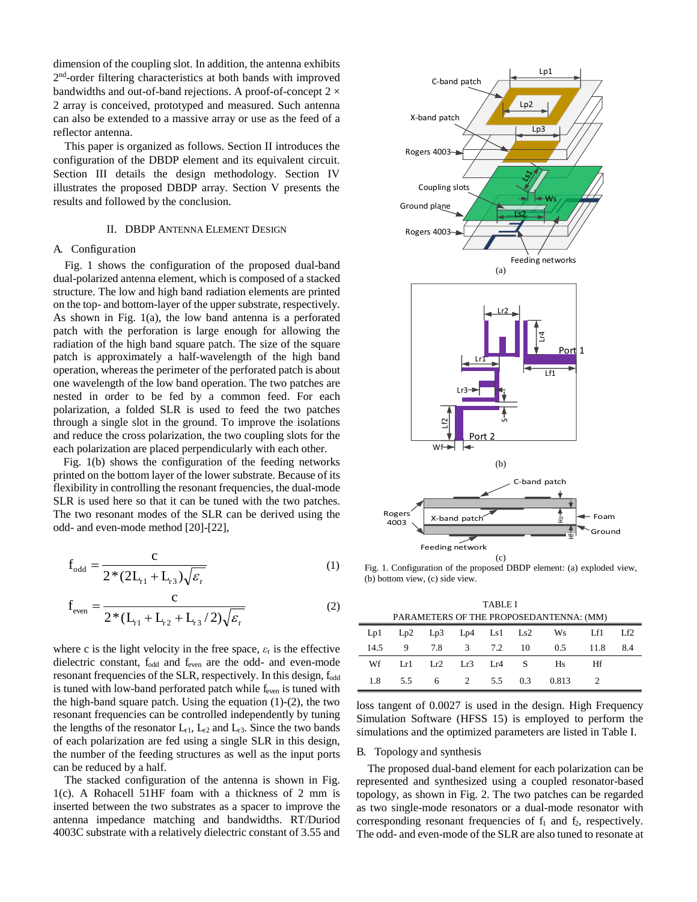dimension of the coupling slot. In addition, the antenna exhibits 2nd-order filtering characteristics at both bands with improved bandwidths and out-of-band rejections. A proof-of-concept 2 × 2 array is conceived, prototyped and measured. Such antenna can also be extended to a massive array or use as the feed of a reflector antenna.

This paper is organized as follows. Section II introduces the configuration of the DBDP element and its equivalent circuit. Section III details the design methodology. Section IV illustrates the proposed DBDP array. Section V presents the results and followed by the conclusion.

## II. DBDP Antenna Element Design

### A. Configuration

Fig. 1 shows the configuration of the proposed dual-band dual-polarized antenna element, which is composed of a stacked structure. The low and high band radiation elements are printed on the top- and bottom-layer of the upper substrate, respectively. As shown in Fig. 1(a), the low band antenna is a perforated patch with the perforation is large enough for allowing the radiation of the high band square patch. The size of the square patch is approximately a half-wavelength of the high band operation, whereas the perimeter of the perforated patch is about one wavelength of the low band operation. The two patches are nested in order to be fed by a common feed. For each polarization, a folded SLR is used to feed the two patches through a single slot in the ground. To improve the isolations and reduce the cross polarization, the two coupling slots for the each polarization are placed perpendicularly with each other.

Fig. 1(b) shows the configuration of the feeding networks printed on the bottom layer of the lower substrate. Because of its flexibility in controlling the resonant frequencies, the dual-mode SLR is used here so that it can be tuned with the two patches. The two resonant modes of the SLR can be derived using the odd- and even-mode method [20]-[22],

$$f_{odd} = \frac{c}{2*(2L_{r1}+L_{r3})\sqrt{\varepsilon_r}} \quad (1)$$

$$f_{even} = \frac{c}{2*(L_{r1}+L_{r2}+L_{r3}/2)\sqrt{\varepsilon_r}} \quad (2)$$

where c is the light velocity in the free space, $\varepsilon_r$ is the effective dielectric constant, $f_{odd}$ and $f_{even}$ are the odd- and even-mode resonant frequencies of the SLR, respectively. In this design, $f_{odd}$ is tuned with low-band perforated patch while $f_{even}$ is tuned with the high-band square patch. Using the equation (1)-(2), the two resonant frequencies can be controlled independently by tuning the lengths of the resonator $L_{r1}$, $L_{r2}$ and $L_{r3}$. Since the two bands of each polarization are fed using a single SLR in this design, the number of the feeding structures as well as the input ports can be reduced by a half.

The stacked configuration of the antenna is shown in Fig. 1(c). A Rohacell 51HF foam with a thickness of 2 mm is inserted between the two substrates as a spacer to improve the antenna impedance matching and bandwidths. RT/Duriod 4003C substrate with a relatively dielectric constant of 3.55 and loss tangent of 0.0027 is used in the design. High Frequency Simulation Software (HFSS 15) is employed to perform the simulations and the optimized parameters are listed in Table I.

Fig. 1. Configuration of the proposed DBDP element: (a) exploded view, (b) bottom view, (c) side view.

TABLE I
PARAMETERS OF THE PROPOSEDANTENNA: (MM)

| Lp1 | Lp2 | Lp3 | Lp4 | Ls1 | Ls2 | Ws | Lf1 | Lf2 |
|---|---|---|---|---|---|---|---|---|
| 14.5 | 9 | 7.8 | 3 | 7.2 | 10 | 0.5 | 11.8 | 8.4 |
| Wf | Lr1 | Lr2 | Lr3 | Lr4 | S | Hs | Hf | |
| 1.8 | 5.5 | 6 | 2 | 5.5 | 0.3 | 0.813 | 2 | |

### B. Topology and synthesis

The proposed dual-band element for each polarization can be represented and synthesized using a coupled resonator-based topology, as shown in Fig. 2. The two patches can be regarded as two single-mode resonators or a dual-mode resonator with corresponding resonant frequencies of $f_1$ and $f_2$, respectively. The odd- and even-mode of the SLR are also tuned to resonate at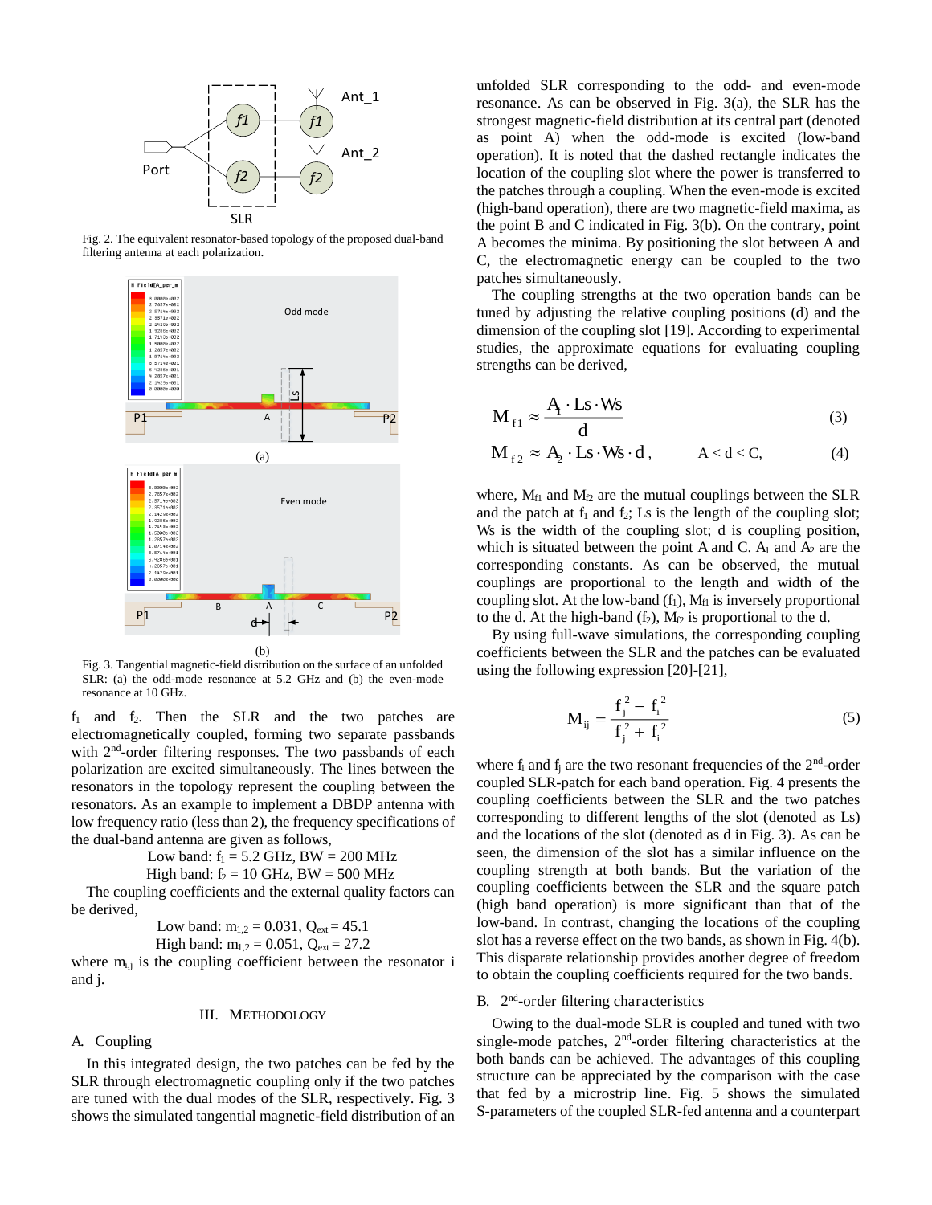Fig. 2. The equivalent resonator-based topology of the proposed dual-band filtering antenna at each polarization.

Fig. 3. Tangential magnetic-field distribution on the surface of an unfolded SLR: (a) the odd-mode resonance at 5.2 GHz and (b) the even-mode resonance at 10 GHz.

$f_1$ and $f_2$. Then the SLR and the two patches are electromagnetically coupled, forming two separate passbands with 2nd-order filtering responses. The two passbands of each polarization are excited simultaneously. The lines between the resonators in the topology represent the coupling between the resonators. As an example to implement a DBDP antenna with low frequency ratio (less than 2), the frequency specifications of the dual-band antenna are given as follows,

Low band: $f_1$ = 5.2 GHz, BW = 200 MHz

High band: $f_2$ = 10 GHz, BW = 500 MHz

The coupling coefficients and the external quality factors can be derived,

Low band: $m_{1,2}$ = 0.031, $Q_{ext}$ = 45.1

High band: $m_{1,2}$ = 0.051, $Q_{ext}$ = 27.2

where $m_{i,j}$ is the coupling coefficient between the resonator i and j.

## III. Methodology

### A. Coupling

In this integrated design, the two patches can be fed by the SLR through electromagnetic coupling only if the two patches are tuned with the dual modes of the SLR, respectively. Fig. 3 shows the simulated tangential magnetic-field distribution of an unfolded SLR corresponding to the odd- and even-mode resonance. As can be observed in Fig. 3(a), the SLR has the strongest magnetic-field distribution at its central part (denoted as point A) when the odd-mode is excited (low-band operation). It is noted that the dashed rectangle indicates the location of the coupling slot where the power is transferred to the patches through a coupling. When the even-mode is excited (high-band operation), there are two magnetic-field maxima, as the point B and C indicated in Fig. 3(b). On the contrary, point A becomes the minima. By positioning the slot between A and C, the electromagnetic energy can be coupled to the two patches simultaneously.

The coupling strengths at the two operation bands can be tuned by adjusting the relative coupling positions (d) and the dimension of the coupling slot [19]. According to experimental studies, the approximate equations for evaluating coupling strengths can be derived,

$$M_{f1} \approx \frac{A_1 \cdot Ls \cdot Ws}{d} \tag{3}$$

$$M_{f2} \approx A_2 \cdot Ls \cdot Ws \cdot d, \qquad A < d < C, \tag{4}$$

where, $M_{f1}$ and $M_{f2}$ are the mutual couplings between the SLR and the patch at $f_1$ and $f_2$; Ls is the length of the coupling slot; Ws is the width of the coupling slot; d is coupling position, which is situated between the point A and C. $A_1$ and $A_2$ are the corresponding constants. As can be observed, the mutual couplings are proportional to the length and width of the coupling slot. At the low-band ($f_1$), $M_{f1}$ is inversely proportional to the d. At the high-band ($f_2$), $M_{f2}$ is proportional to the d.

By using full-wave simulations, the corresponding coupling coefficients between the SLR and the patches can be evaluated using the following expression [20]-[21],

$$M_{ij} = \frac{f_j^2 - f_i^2}{f_j^2 + f_i^2} \tag{5}$$

where $f_i$ and $f_j$ are the two resonant frequencies of the 2nd-order coupled SLR-patch for each band operation. Fig. 4 presents the coupling coefficients between the SLR and the two patches corresponding to different lengths of the slot (denoted as Ls) and the locations of the slot (denoted as d in Fig. 3). As can be seen, the dimension of the slot has a similar influence on the coupling strength at both bands. But the variation of the coupling coefficients between the SLR and the square patch (high band operation) is more significant than that of the low-band. In contrast, changing the locations of the coupling slot has a reverse effect on the two bands, as shown in Fig. 4(b). This disparate relationship provides another degree of freedom to obtain the coupling coefficients required for the two bands.

### B. 2nd-order filtering characteristics

Owing to the dual-mode SLR is coupled and tuned with two single-mode patches, 2nd-order filtering characteristics at both bands can be achieved. The advantages of this coupling structure can be appreciated by the comparison with the case that fed by a microstrip line. Fig. 5 shows the simulated S-parameters of the coupled SLR-fed antenna and a counterpart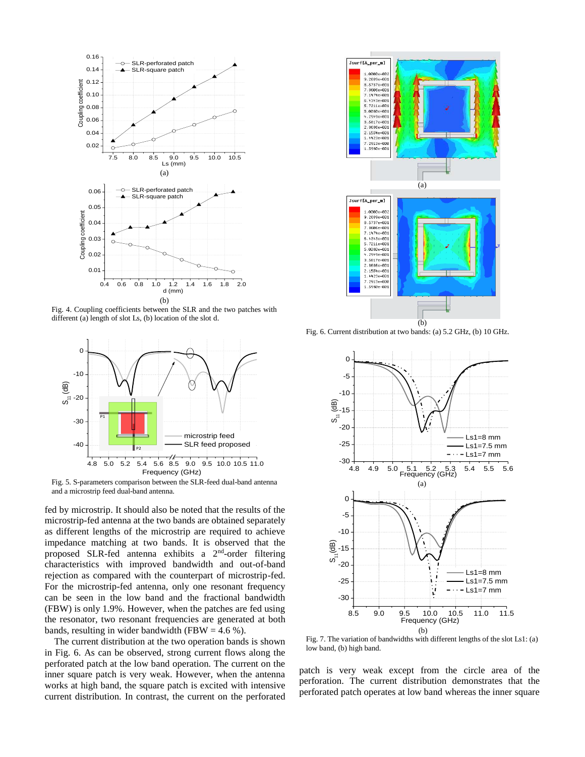Fig. 4. Coupling coefficients between the SLR and the two patches with different (a) length of slot Ls, (b) location of the slot d.

Fig. 5. S-parameters comparison between the SLR-feed dual-band antenna and a microstrip feed dual-band antenna.

fed by microstrip. It should also be noted that the results of the microstrip-fed antenna at the two bands are obtained separately as different lengths of the microstrip are required to achieve impedance matching at two bands. It is observed that the proposed SLR-fed antenna exhibits a 2nd-order filtering characteristics with improved bandwidth and out-of-band rejection as compared with the counterpart of microstrip-fed. For the microstrip-fed antenna, only one resonant frequency can be seen in the low band and the fractional bandwidth (FBW) is only 1.9%. However, when the patches are fed using the resonator, two resonant frequencies are generated at both bands, resulting in wider bandwidth (FBW = 4.6 %).

The current distribution at the two operation bands is shown in Fig. 6. As can be observed, strong current flows along the perforated patch at the low band operation. The current on the inner square patch is very weak. However, when the antenna works at high band, the square patch is excited with intensive current distribution. In contrast, the current on the perforated patch is very weak except from the circle area of the perforation. The current distribution demonstrates that the perforated patch operates at low band whereas the inner square

Fig. 6. Current distribution at two bands: (a) 5.2 GHz, (b) 10 GHz.

Fig. 7. The variation of bandwidths with different lengths of the slot Ls1: (a) low band, (b) high band.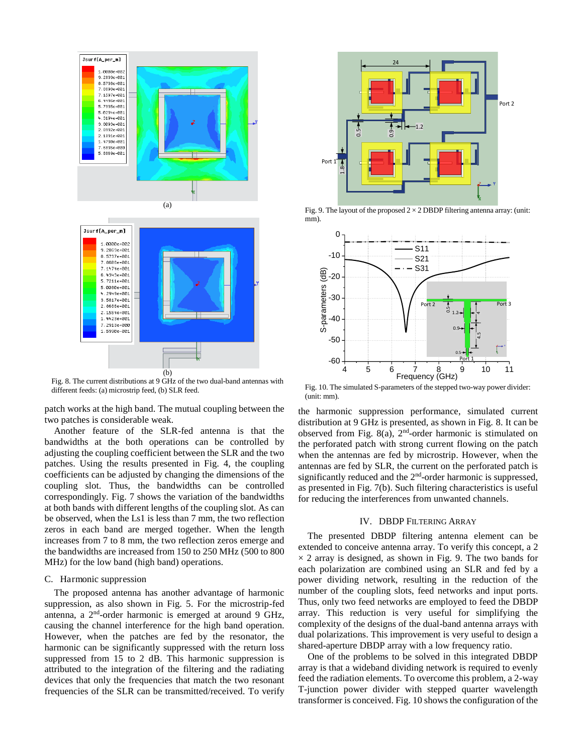Fig. 8. The current distributions at 9 GHz of the two dual-band antennas with different feeds: (a) microstrip feed, (b) SLR feed.

patch works at the high band. The mutual coupling between the two patches is considerable weak.

Another feature of the SLR-fed antenna is that the bandwidths at the both operations can be controlled by adjusting the coupling coefficient between the SLR and the two patches. Using the results presented in Fig. 4, the coupling coefficients can be adjusted by changing the dimensions of the coupling slot. Thus, the bandwidths can be controlled correspondingly. Fig. 7 shows the variation of the bandwidths at both bands with different lengths of the coupling slot. As can be observed, when the Ls1 is less than 7 mm, the two reflection zeros in each band are merged together. When the length increases from 7 to 8 mm, the two reflection zeros emerge and the bandwidths are increased from 150 to 250 MHz (500 to 800 MHz) for the low band (high band) operations.

## C. Harmonic suppression

The proposed antenna has another advantage of harmonic suppression, as also shown in Fig. 5. For the microstrip-fed antenna, a 2nd-order harmonic is emerged at around 9 GHz, causing the channel interference for the high band operation. However, when the patches are fed by the resonator, the harmonic can be significantly suppressed with the return loss suppressed from 15 to 2 dB. This harmonic suppression is attributed to the integration of the filtering and the radiating devices that only the frequencies that match the two resonant frequencies of the SLR can be transmitted/received. To verify the harmonic suppression performance, simulated current distribution at 9 GHz is presented, as shown in Fig. 8. It can be observed from Fig. 8(a), 2nd-order harmonic is stimulated on the perforated patch with strong current flowing on the patch when the antennas are fed by microstrip. However, when the antennas are fed by SLR, the current on the perforated patch is significantly reduced and the 2nd-order harmonic is suppressed, as presented in Fig. 7(b). Such filtering characteristics is useful for reducing the interferences from unwanted channels.

Fig. 9. The layout of the proposed 2 × 2 DBDP filtering antenna array: (unit: mm).

Fig. 10. The simulated S-parameters of the stepped two-way power divider: (unit: mm).

# IV. DBDP Filtering Array

The presented DBDP filtering antenna element can be extended to conceive antenna array. To verify this concept, a 2 × 2 array is designed, as shown in Fig. 9. The two bands for each polarization are combined using an SLR and fed by a power dividing network, resulting in the reduction of the number of the coupling slots, feed networks and input ports. Thus, only two feed networks are employed to feed the DBDP array. This reduction is very useful for simplifying the complexity of the designs of the dual-band antenna arrays with dual polarizations. This improvement is very useful to design a shared-aperture DBDP array with a low frequency ratio.

One of the problems to be solved in this integrated DBDP array is that a wideband dividing network is required to evenly feed the radiation elements. To overcome this problem, a 2-way T-junction power divider with stepped quarter wavelength transformer is conceived. Fig. 10 shows the configuration of the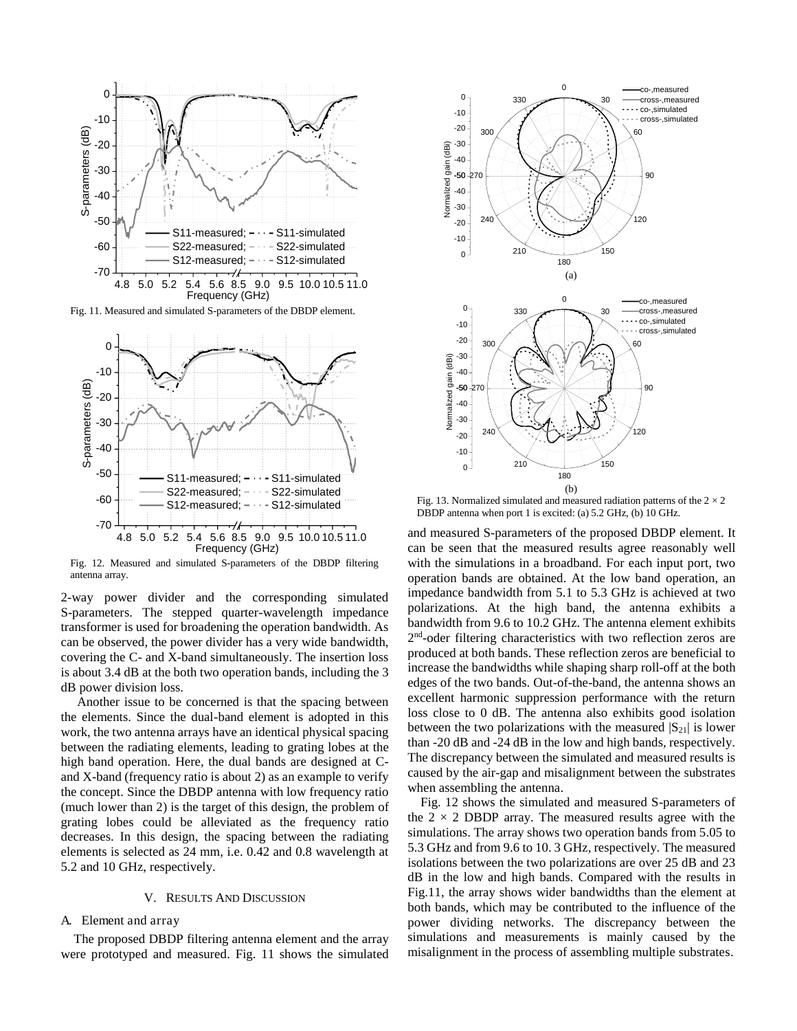Fig. 11. Measured and simulated S-parameters of the DBDP element.

Fig. 12. Measured and simulated S-parameters of the DBDP filtering antenna array.

2-way power divider and the corresponding simulated S-parameters. The stepped quarter-wavelength impedance transformer is used for broadening the operation bandwidth. As can be observed, the power divider has a very wide bandwidth, covering the C- and X-band simultaneously. The insertion loss is about 3.4 dB at the both two operation bands, including the 3 dB power division loss.

Another issue to be concerned is that the spacing between the elements. Since the dual-band element is adopted in this work, the two antenna arrays have an identical physical spacing between the radiating elements, leading to grating lobes at the high band operation. Here, the dual bands are designed at C- and X-band (frequency ratio is about 2) as an example to verify the concept. Since the DBDP antenna with low frequency ratio (much lower than 2) is the target of this design, the problem of grating lobes could be alleviated as the frequency ratio decreases. In this design, the spacing between the radiating elements is selected as 24 mm, i.e. 0.42 and 0.8 wavelength at 5.2 and 10 GHz, respectively.

## V. Results And Discussion

### A. Element and array

The proposed DBDP filtering antenna element and the array were prototyped and measured. Fig. 11 shows the simulated and measured S-parameters of the proposed DBDP element. It can be seen that the measured results agree reasonably well with the simulations in a broadband. For each input port, two operation bands are obtained. At the low band operation, an impedance bandwidth from 5.1 to 5.3 GHz is achieved at two polarizations. At the high band, the antenna exhibits a bandwidth from 9.6 to 10.2 GHz. The antenna element exhibits 2[nd]-oder filtering characteristics with two reflection zeros are produced at both bands. These reflection zeros are beneficial to increase the bandwidths while shaping sharp roll-off at the both edges of the two bands. Out-of-the-band, the antenna shows an excellent harmonic suppression performance with the return loss close to 0 dB. The antenna also exhibits good isolation between the two polarizations with the measured $|S_{21}|$ is lower than -20 dB and -24 dB in the low and high bands, respectively. The discrepancy between the simulated and measured results is caused by the air-gap and misalignment between the substrates when assembling the antenna.

Fig. 12 shows the simulated and measured S-parameters of the $2 \times 2$ DBDP array. The measured results agree with the simulations. The array shows two operation bands from 5.05 to 5.3 GHz and from 9.6 to 10. 3 GHz, respectively. The measured isolations between the two polarizations are over 25 dB and 23 dB in the low and high bands. Compared with the results in Fig.11, the array shows wider bandwidths than the element at both bands, which may be contributed to the influence of the power dividing networks. The discrepancy between the simulations and measurements is mainly caused by the misalignment in the process of assembling multiple substrates.

Fig. 13. Normalized simulated and measured radiation patterns of the $2 \times 2$ DBDP antenna when port 1 is excited: (a) 5.2 GHz, (b) 10 GHz.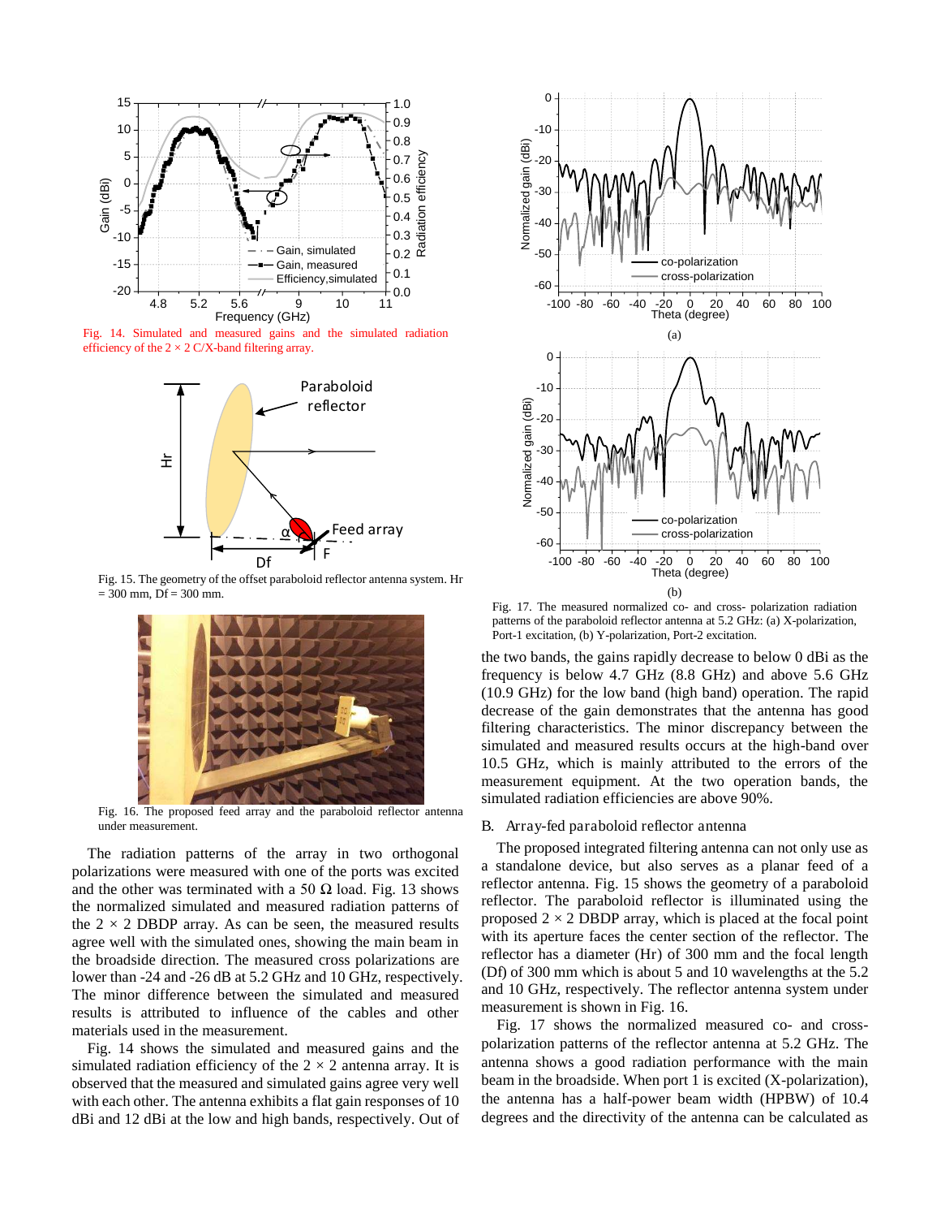Fig. 14. Simulated and measured gains and the simulated radiation efficiency of the 2 × 2 C/X-band filtering array.

Fig. 15. The geometry of the offset paraboloid reflector antenna system. Hr = 300 mm, Df = 300 mm.

Fig. 16. The proposed feed array and the paraboloid reflector antenna under measurement.

The radiation patterns of the array in two orthogonal polarizations were measured with one of the ports was excited and the other was terminated with a 50 Ω load. Fig. 13 shows the normalized simulated and measured radiation patterns of the 2 × 2 DBDP array. As can be seen, the measured results agree well with the simulated ones, showing the main beam in the broadside direction. The measured cross polarizations are lower than -24 and -26 dB at 5.2 GHz and 10 GHz, respectively. The minor difference between the simulated and measured results is attributed to influence of the cables and other materials used in the measurement.

Fig. 14 shows the simulated and measured gains and the simulated radiation efficiency of the 2 × 2 antenna array. It is observed that the measured and simulated gains agree very well with each other. The antenna exhibits a flat gain responses of 10 dBi and 12 dBi at the low and high bands, respectively. Out of the two bands, the gains rapidly decrease to below 0 dBi as the frequency is below 4.7 GHz (8.8 GHz) and above 5.6 GHz (10.9 GHz) for the low band (high band) operation. The rapid decrease of the gain demonstrates that the antenna has good filtering characteristics. The minor discrepancy between the simulated and measured results occurs at the high-band over 10.5 GHz, which is mainly attributed to the errors of the measurement equipment. At the two operation bands, the simulated radiation efficiencies are above 90%.

Fig. 17. The measured normalized co- and cross- polarization radiation patterns of the paraboloid reflector antenna at 5.2 GHz: (a) X-polarization, Port-1 excitation, (b) Y-polarization, Port-2 excitation.

## B. Array-fed paraboloid reflector antenna

The proposed integrated filtering antenna can not only use as a standalone device, but also serves as a planar feed of a reflector antenna. Fig. 15 shows the geometry of a paraboloid reflector. The paraboloid reflector is illuminated using the proposed 2 × 2 DBDP array, which is placed at the focal point with its aperture faces the center section of the reflector. The reflector has a diameter (Hr) of 300 mm and the focal length (Df) of 300 mm which is about 5 and 10 wavelengths at the 5.2 and 10 GHz, respectively. The reflector antenna system under measurement is shown in Fig. 16.

Fig. 17 shows the normalized measured co- and cross-polarization patterns of the reflector antenna at 5.2 GHz. The antenna shows a good radiation performance with the main beam in the broadside. When port 1 is excited (X-polarization), the antenna has a half-power beam width (HPBW) of 10.4 degrees and the directivity of the antenna can be calculated as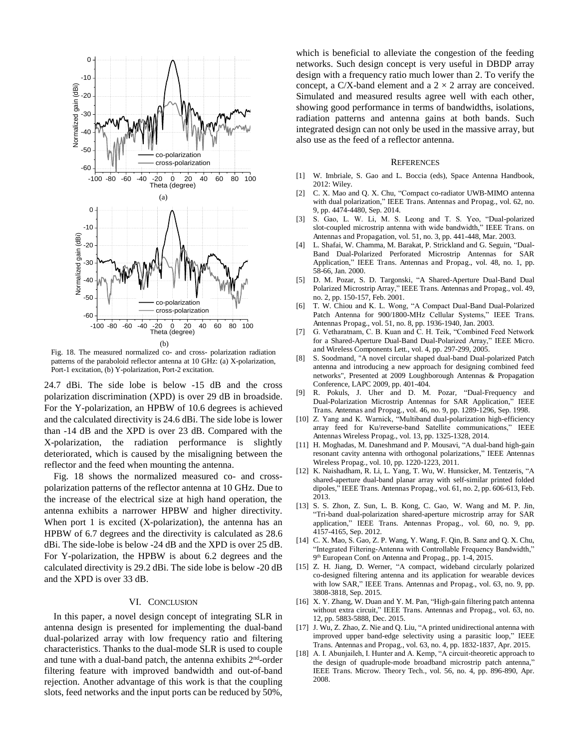Fig. 18. The measured normalized co- and cross- polarization radiation patterns of the paraboloid reflector antenna at 10 GHz: (a) X-polarization, Port-1 excitation, (b) Y-polarization, Port-2 excitation.

24.7 dBi. The side lobe is below -15 dB and the cross polarization discrimination (XPD) is over 29 dB in broadside. For the Y-polarization, an HPBW of 10.6 degrees is achieved and the calculated directivity is 24.6 dBi. The side lobe is lower than -14 dB and the XPD is over 23 dB. Compared with the X-polarization, the radiation performance is slightly deteriorated, which is caused by the misaligning between the reflector and the feed when mounting the antenna.

Fig. 18 shows the normalized measured co- and cross-polarization patterns of the reflector antenna at 10 GHz. Due to the increase of the electrical size at high hand operation, the antenna exhibits a narrower HPBW and higher directivity. When port 1 is excited (X-polarization), the antenna has an HPBW of 6.7 degrees and the directivity is calculated as 28.6 dBi. The side-lobe is below -24 dB and the XPD is over 25 dB. For Y-polarization, the HPBW is about 6.2 degrees and the calculated directivity is 29.2 dBi. The side lobe is below -20 dB and the XPD is over 33 dB.

## VI. Conclusion

In this paper, a novel design concept of integrating SLR in antenna design is presented for implementing the dual-band dual-polarized array with low frequency ratio and filtering characteristics. Thanks to the dual-mode SLR is used to couple and tune with a dual-band patch, the antenna exhibits 2nd-order filtering feature with improved bandwidth and out-of-band rejection. Another advantage of this work is that the coupling slots, feed networks and the input ports can be reduced by 50%, which is beneficial to alleviate the congestion of the feeding networks. Such design concept is very useful in DBDP array design with a frequency ratio much lower than 2. To verify the concept, a C/X-band element and a $2 \times 2$ array are conceived. Simulated and measured results agree well with each other, showing good performance in terms of bandwidths, isolations, radiation patterns and antenna gains at both bands. Such integrated design can not only be used in the massive array, but also use as the feed of a reflector antenna.

## References

[1] W. Imbriale, S. Gao and L. Boccia (eds), Space Antenna Handbook, 2012: Wiley.

[2] C. X. Mao and Q. X. Chu, "Compact co-radiator UWB-MIMO antenna with dual polarization," IEEE Trans. Antennas and Propag., vol. 62, no. 9, pp. 4474-4480, Sep. 2014.

[3] S. Gao, L. W. Li, M. S. Leong and T. S. Yeo, "Dual-polarized slot-coupled microstrip antenna with wide bandwidth," IEEE Trans. on Antennas and Propagation, vol. 51, no. 3, pp. 441-448, Mar. 2003.

[4] L. Shafai, W. Chamma, M. Barakat, P. Strickland and G. Seguin, "Dual-Band Dual-Polarized Perforated Microstrip Antennas for SAR Application," IEEE Trans. Antennas and Propag., vol. 48, no. 1, pp. 58-66, Jan. 2000.

[5] D. M. Pozar, S. D. Targonski, "A Shared-Aperture Dual-Band Dual Polarized Microstrip Array," IEEE Trans. Antennas and Propag., vol. 49, no. 2, pp. 150-157, Feb. 2001.

[6] T. W. Chiou and K. L. Wong, "A Compact Dual-Band Dual-Polarized Patch Antenna for 900/1800-MHz Cellular Systems," IEEE Trans. Antennas Propag., vol. 51, no. 8, pp. 1936-1940, Jan. 2003.

[7] G. Vetharatnam, C. B. Kuan and C. H. Teik, "Combined Feed Network for a Shared-Aperture Dual-Band Dual-Polarized Array," IEEE Micro. and Wireless Components Lett., vol. 4, pp. 297-299, 2005.

[8] S. Soodmand, "A novel circular shaped dual-band Dual-polarized Patch antenna and introducing a new approach for designing combined feed networks", Presented at 2009 Loughborough Antennas & Propagation Conference, LAPC 2009, pp. 401-404.

[9] R. Pokuls, J. Uher and D. M. Pozar, "Dual-Frequency and Dual-Polarization Microstrip Antennas for SAR Application," IEEE Trans. Antennas and Propag., vol. 46, no. 9, pp. 1289-1296, Sep. 1998.

[10] Z. Yang and K. Warnick, "Multiband dual-polarization high-efficiency array feed for Ku/reverse-band Satellite communications," IEEE Antennas Wireless Propag., vol. 13, pp. 1325-1328, 2014.

[11] H. Moghadas, M. Daneshmand and P. Mousavi, "A dual-band high-gain resonant cavity antenna with orthogonal polarizations," IEEE Antennas Wireless Propag., vol. 10, pp. 1220-1223, 2011.

[12] K. Naishadham, R. Li, L. Yang, T. Wu, W. Hunsicker, M. Tentzeris, "A shared-aperture dual-band planar array with self-similar printed folded dipoles," IEEE Trans. Antennas Propag., vol. 61, no. 2, pp. 606-613, Feb. 2013.

[13] S. S. Zhon, Z. Sun, L. B. Kong, C. Gao, W. Wang and M. P. Jin, "Tri-band dual-polarization shared-aperture microstrip array for SAR application," IEEE Trans. Antennas Propag., vol. 60, no. 9, pp. 4157-4165, Sep. 2012.

[14] C. X. Mao, S. Gao, Z. P. Wang, Y. Wang, F. Qin, B. Sanz and Q. X. Chu, "Integrated Filtering-Antenna with Controllable Frequency Bandwidth," 9th European Conf. on Antenna and Propag., pp. 1-4, 2015.

[15] Z. H. Jiang, D. Werner, "A compact, wideband circularly polarized co-designed filtering antenna and its application for wearable devices with low SAR," IEEE Trans. Antennas and Propag., vol. 63, no. 9, pp. 3808-3818, Sep. 2015.

[16] X. Y. Zhang, W. Duan and Y. M. Pan, "High-gain filtering patch antenna without extra circuit," IEEE Trans. Antennas and Propag., vol. 63, no. 12, pp. 5883-5888, Dec. 2015.

[17] J. Wu, Z. Zhao, Z. Nie and Q. Liu, "A printed unidirectional antenna with improved upper band-edge selectivity using a parasitic loop," IEEE Trans. Antennas and Propag., vol. 63, no. 4, pp. 1832-1837, Apr. 2015.

[18] A. I. Abunjaileh, I. Hunter and A. Kemp, "A circuit-theoretic approach to the design of quadruple-mode broadband microstrip patch antenna," IEEE Trans. Microw. Theory Tech., vol. 56, no. 4, pp. 896-890, Apr. 2008.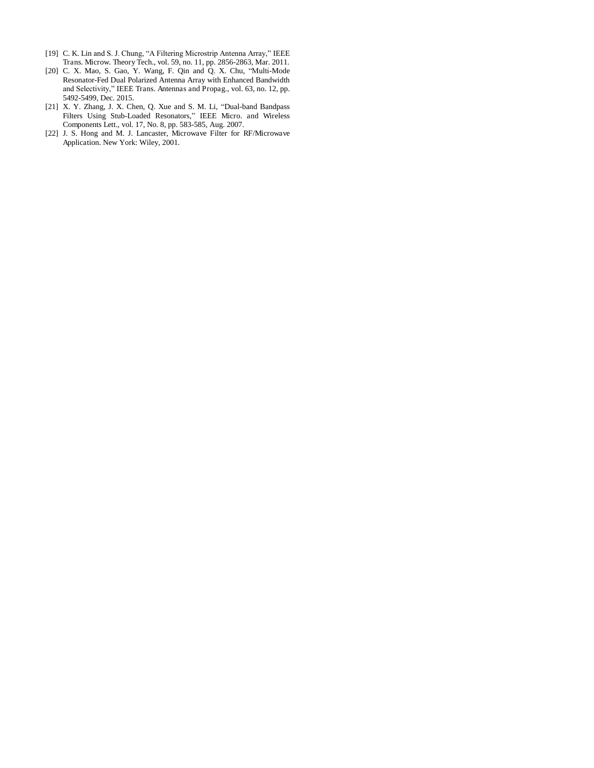[19] C. K. Lin and S. J. Chung, “A Filtering Microstrip Antenna Array,” IEEE Trans. Microw. Theory Tech., vol. 59, no. 11, pp. 2856-2863, Mar. 2011.

[20] C. X. Mao, S. Gao, Y. Wang, F. Qin and Q. X. Chu, “Multi-Mode Resonator-Fed Dual Polarized Antenna Array with Enhanced Bandwidth and Selectivity,” IEEE Trans. Antennas and Propag., vol. 63, no. 12, pp. 5492-5499, Dec. 2015.

[21] X. Y. Zhang, J. X. Chen, Q. Xue and S. M. Li, “Dual-band Bandpass Filters Using Stub-Loaded Resonators,” IEEE Micro. and Wireless Components Lett., vol. 17, No. 8, pp. 583-585, Aug. 2007.

[22] J. S. Hong and M. J. Lancaster, Microwave Filter for RF/Microwave Application. New York: Wiley, 2001.